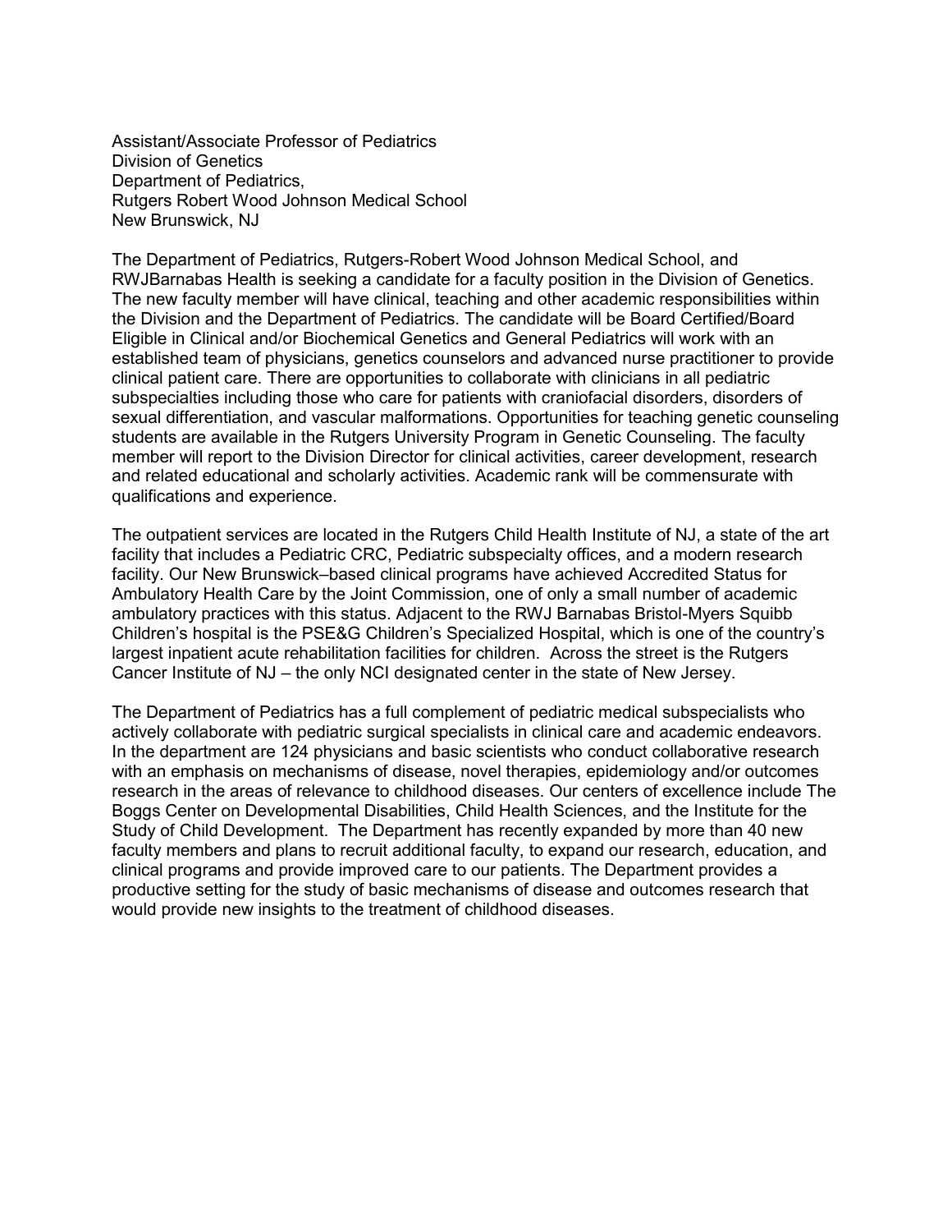Assistant/Associate Professor of Pediatrics  
Division of Genetics  
Department of Pediatrics,  
Rutgers Robert Wood Johnson Medical School  
New Brunswick, NJ

The Department of Pediatrics, Rutgers-Robert Wood Johnson Medical School, and RWJBarnabas Health is seeking a candidate for a faculty position in the Division of Genetics. The new faculty member will have clinical, teaching and other academic responsibilities within the Division and the Department of Pediatrics. The candidate will be Board Certified/Board Eligible in Clinical and/or Biochemical Genetics and General Pediatrics will work with an established team of physicians, genetics counselors and advanced nurse practitioner to provide clinical patient care. There are opportunities to collaborate with clinicians in all pediatric subspecialties including those who care for patients with craniofacial disorders, disorders of sexual differentiation, and vascular malformations. Opportunities for teaching genetic counseling students are available in the Rutgers University Program in Genetic Counseling. The faculty member will report to the Division Director for clinical activities, career development, research and related educational and scholarly activities. Academic rank will be commensurate with qualifications and experience.

The outpatient services are located in the Rutgers Child Health Institute of NJ, a state of the art facility that includes a Pediatric CRC, Pediatric subspecialty offices, and a modern research facility. Our New Brunswick–based clinical programs have achieved Accredited Status for Ambulatory Health Care by the Joint Commission, one of only a small number of academic ambulatory practices with this status. Adjacent to the RWJ Barnabas Bristol-Myers Squibb Children's hospital is the PSE&G Children's Specialized Hospital, which is one of the country's largest inpatient acute rehabilitation facilities for children. Across the street is the Rutgers Cancer Institute of NJ – the only NCI designated center in the state of New Jersey.

The Department of Pediatrics has a full complement of pediatric medical subspecialists who actively collaborate with pediatric surgical specialists in clinical care and academic endeavors. In the department are 124 physicians and basic scientists who conduct collaborative research with an emphasis on mechanisms of disease, novel therapies, epidemiology and/or outcomes research in the areas of relevance to childhood diseases. Our centers of excellence include The Boggs Center on Developmental Disabilities, Child Health Sciences, and the Institute for the Study of Child Development. The Department has recently expanded by more than 40 new faculty members and plans to recruit additional faculty, to expand our research, education, and clinical programs and provide improved care to our patients. The Department provides a productive setting for the study of basic mechanisms of disease and outcomes research that would provide new insights to the treatment of childhood diseases.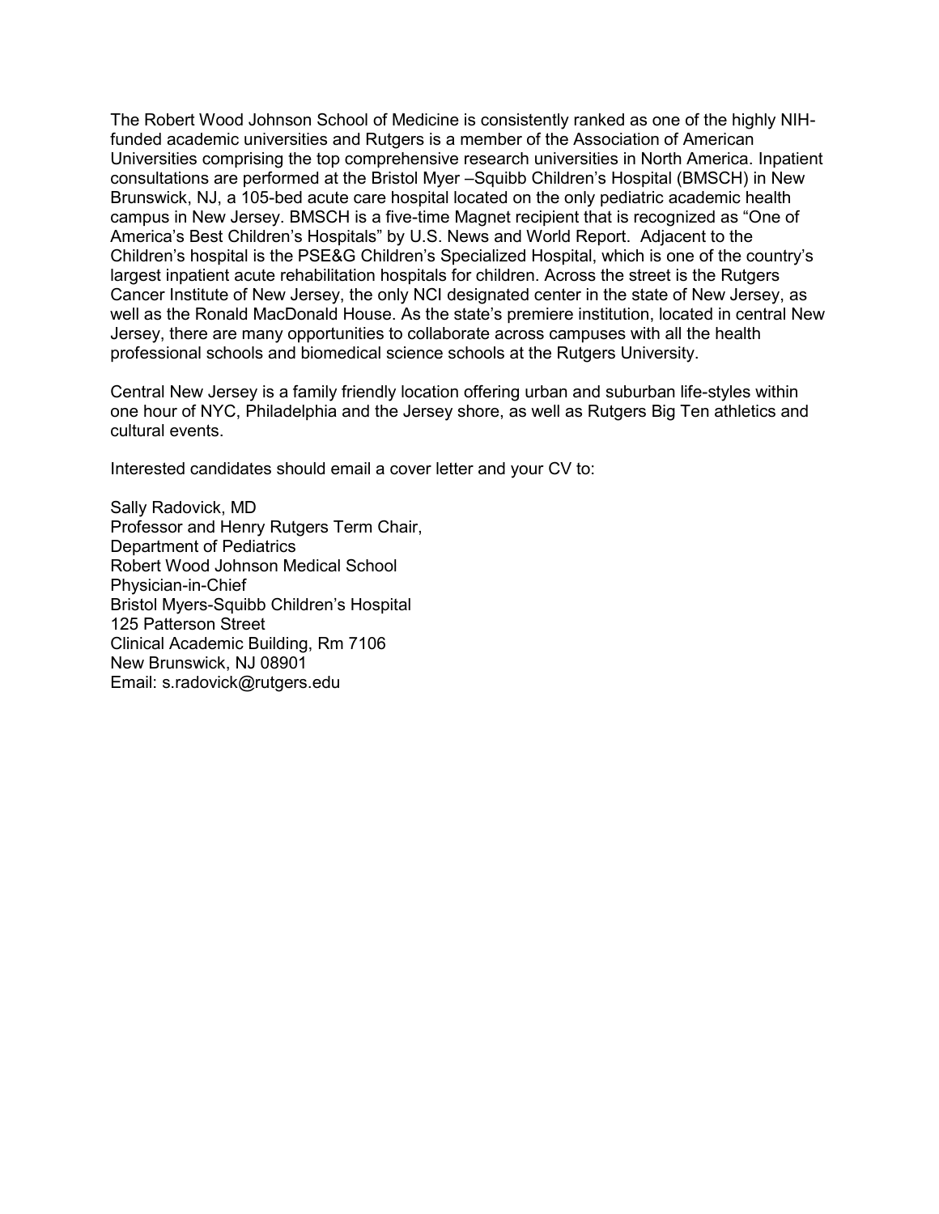The Robert Wood Johnson School of Medicine is consistently ranked as one of the highly NIH-funded academic universities and Rutgers is a member of the Association of American Universities comprising the top comprehensive research universities in North America. Inpatient consultations are performed at the Bristol Myer –Squibb Children's Hospital (BMSCH) in New Brunswick, NJ, a 105-bed acute care hospital located on the only pediatric academic health campus in New Jersey. BMSCH is a five-time Magnet recipient that is recognized as "One of America's Best Children's Hospitals" by U.S. News and World Report. Adjacent to the Children's hospital is the PSE&G Children's Specialized Hospital, which is one of the country's largest inpatient acute rehabilitation hospitals for children. Across the street is the Rutgers Cancer Institute of New Jersey, the only NCI designated center in the state of New Jersey, as well as the Ronald MacDonald House. As the state's premiere institution, located in central New Jersey, there are many opportunities to collaborate across campuses with all the health professional schools and biomedical science schools at the Rutgers University.

Central New Jersey is a family friendly location offering urban and suburban life-styles within one hour of NYC, Philadelphia and the Jersey shore, as well as Rutgers Big Ten athletics and cultural events.

Interested candidates should email a cover letter and your CV to:

Sally Radovick, MD  
Professor and Henry Rutgers Term Chair,  
Department of Pediatrics  
Robert Wood Johnson Medical School  
Physician-in-Chief  
Bristol Myers-Squibb Children's Hospital  
125 Patterson Street  
Clinical Academic Building, Rm 7106  
New Brunswick, NJ 08901  
Email: s.radovick@rutgers.edu